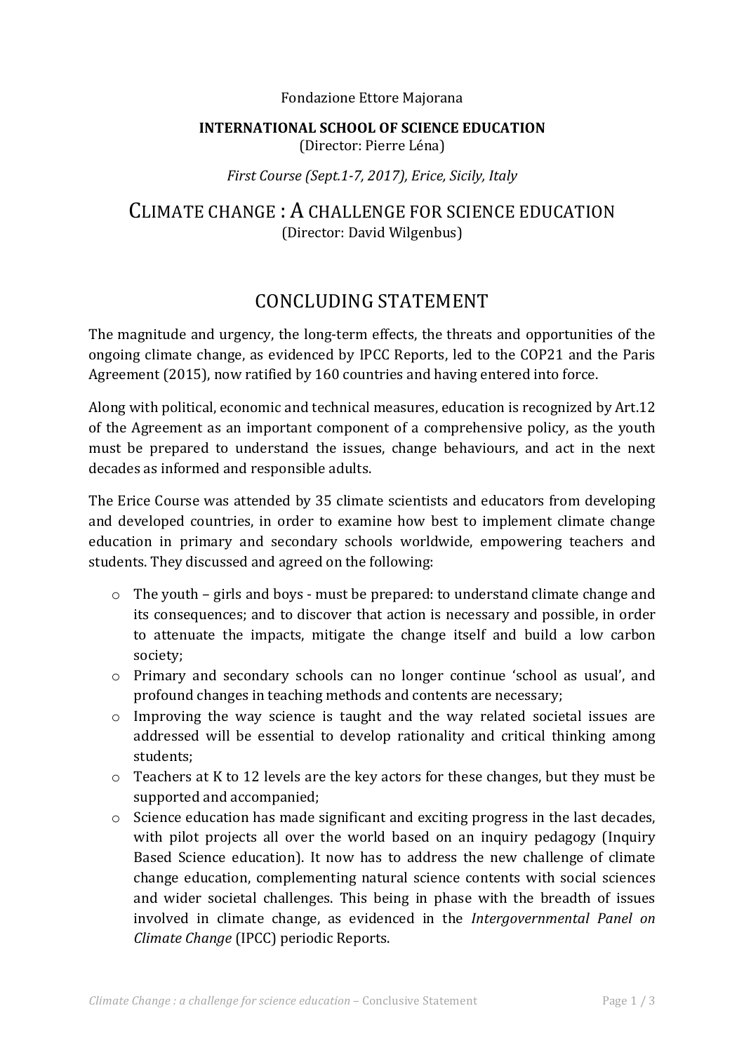Fondazione Ettore Majorana

**INTERNATIONAL SCHOOL OF SCIENCE EDUCATION**
(Director: Pierre Léna)

*First Course (Sept.1-7, 2017), Erice, Sicily, Italy*

# CLIMATE CHANGE : A CHALLENGE FOR SCIENCE EDUCATION

(Director: David Wilgenbus)

## CONCLUDING STATEMENT

The magnitude and urgency, the long-term effects, the threats and opportunities of the ongoing climate change, as evidenced by IPCC Reports, led to the COP21 and the Paris Agreement (2015), now ratified by 160 countries and having entered into force.

Along with political, economic and technical measures, education is recognized by Art.12 of the Agreement as an important component of a comprehensive policy, as the youth must be prepared to understand the issues, change behaviours, and act in the next decades as informed and responsible adults.

The Erice Course was attended by 35 climate scientists and educators from developing and developed countries, in order to examine how best to implement climate change education in primary and secondary schools worldwide, empowering teachers and students. They discussed and agreed on the following:

- The youth – girls and boys - must be prepared: to understand climate change and its consequences; and to discover that action is necessary and possible, in order to attenuate the impacts, mitigate the change itself and build a low carbon society;
- Primary and secondary schools can no longer continue 'school as usual', and profound changes in teaching methods and contents are necessary;
- Improving the way science is taught and the way related societal issues are addressed will be essential to develop rationality and critical thinking among students;
- Teachers at K to 12 levels are the key actors for these changes, but they must be supported and accompanied;
- Science education has made significant and exciting progress in the last decades, with pilot projects all over the world based on an inquiry pedagogy (Inquiry Based Science education). It now has to address the new challenge of climate change education, complementing natural science contents with social sciences and wider societal challenges. This being in phase with the breadth of issues involved in climate change, as evidenced in the *Intergovernmental Panel on Climate Change* (IPCC) periodic Reports.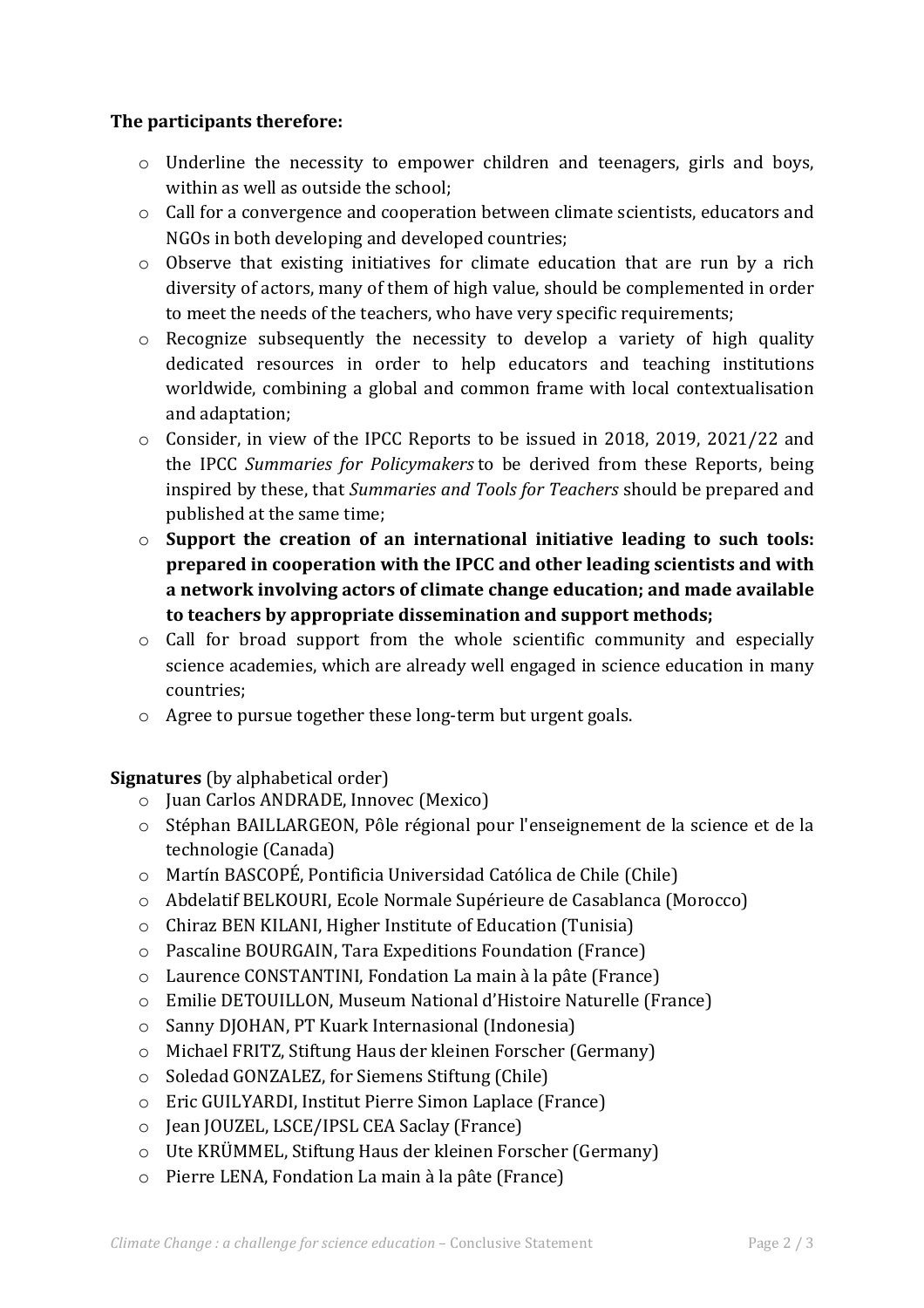**The participants therefore:**

- Underline the necessity to empower children and teenagers, girls and boys, within as well as outside the school;
- Call for a convergence and cooperation between climate scientists, educators and NGOs in both developing and developed countries;
- Observe that existing initiatives for climate education that are run by a rich diversity of actors, many of them of high value, should be complemented in order to meet the needs of the teachers, who have very specific requirements;
- Recognize subsequently the necessity to develop a variety of high quality dedicated resources in order to help educators and teaching institutions worldwide, combining a global and common frame with local contextualisation and adaptation;
- Consider, in view of the IPCC Reports to be issued in 2018, 2019, 2021/22 and the IPCC *Summaries for Policymakers* to be derived from these Reports, being inspired by these, that *Summaries and Tools for Teachers* should be prepared and published at the same time;
- **Support the creation of an international initiative leading to such tools: prepared in cooperation with the IPCC and other leading scientists and with a network involving actors of climate change education; and made available to teachers by appropriate dissemination and support methods;**
- Call for broad support from the whole scientific community and especially science academies, which are already well engaged in science education in many countries;
- Agree to pursue together these long-term but urgent goals.

**Signatures** (by alphabetical order)

- Juan Carlos ANDRADE, Innovec (Mexico)
- Stéphan BAILLARGEON, Pôle régional pour l'enseignement de la science et de la technologie (Canada)
- Martín BASCOPÉ, Pontificia Universidad Católica de Chile (Chile)
- Abdelatif BELKOURI, Ecole Normale Supérieure de Casablanca (Morocco)
- Chiraz BEN KILANI, Higher Institute of Education (Tunisia)
- Pascaline BOURGAIN, Tara Expeditions Foundation (France)
- Laurence CONSTANTINI, Fondation La main à la pâte (France)
- Emilie DETOUILLON, Museum National d'Histoire Naturelle (France)
- Sanny DJOHAN, PT Kuark Internasional (Indonesia)
- Michael FRITZ, Stiftung Haus der kleinen Forscher (Germany)
- Soledad GONZALEZ, for Siemens Stiftung (Chile)
- Eric GUILYARDI, Institut Pierre Simon Laplace (France)
- Jean JOUZEL, LSCE/IPSL CEA Saclay (France)
- Ute KRÜMMEL, Stiftung Haus der kleinen Forscher (Germany)
- Pierre LENA, Fondation La main à la pâte (France)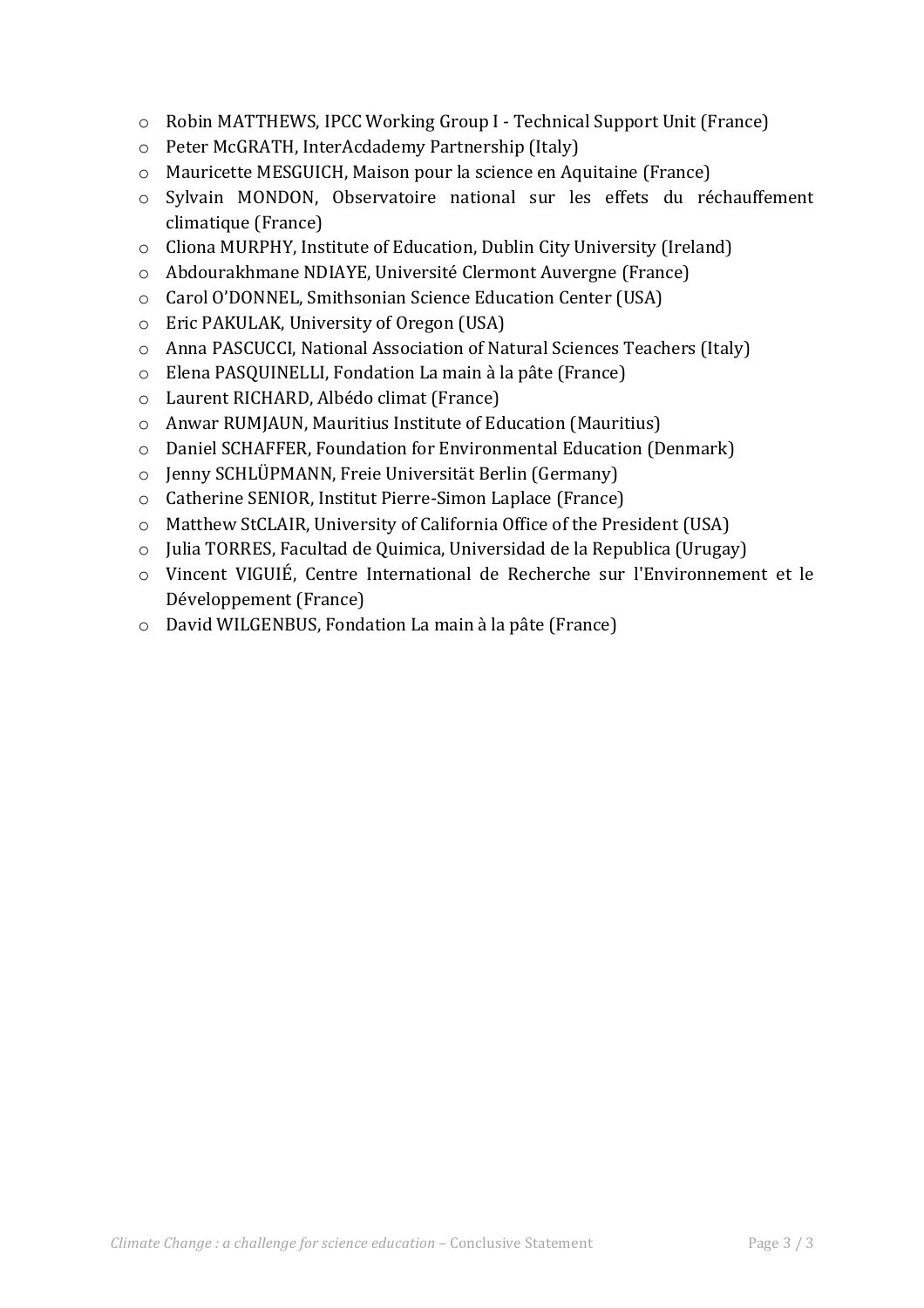- Robin MATTHEWS, IPCC Working Group I - Technical Support Unit (France)
- Peter McGRATH, InterAcdademy Partnership (Italy)
- Mauricette MESGUICH, Maison pour la science en Aquitaine (France)
- Sylvain MONDON, Observatoire national sur les effets du réchauffement climatique (France)
- Cliona MURPHY, Institute of Education, Dublin City University (Ireland)
- Abdourakhmane NDIAYE, Université Clermont Auvergne (France)
- Carol O'DONNEL, Smithsonian Science Education Center (USA)
- Eric PAKULAK, University of Oregon (USA)
- Anna PASCUCCI, National Association of Natural Sciences Teachers (Italy)
- Elena PASQUINELLI, Fondation La main à la pâte (France)
- Laurent RICHARD, Albédo climat (France)
- Anwar RUMJAUN, Mauritius Institute of Education (Mauritius)
- Daniel SCHAFFER, Foundation for Environmental Education (Denmark)
- Jenny SCHLÜPMANN, Freie Universität Berlin (Germany)
- Catherine SENIOR, Institut Pierre-Simon Laplace (France)
- Matthew StCLAIR, University of California Office of the President (USA)
- Julia TORRES, Facultad de Quimica, Universidad de la Republica (Urugay)
- Vincent VIGUIÉ, Centre International de Recherche sur l'Environnement et le Développement (France)
- David WILGENBUS, Fondation La main à la pâte (France)